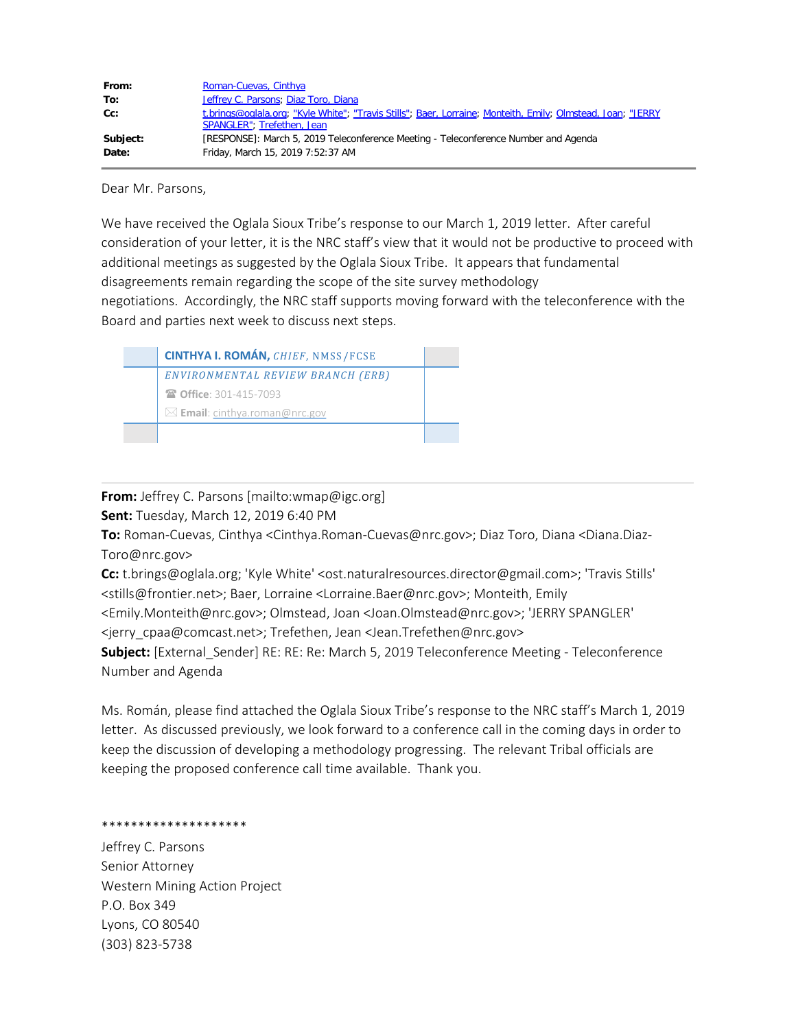| | |
|---|---|
| **From:** | Roman-Cuevas, Cinthya |
| **To:** | Jeffrey C. Parsons; Diaz Toro, Diana |
| **Cc:** | t.brings@oglala.org; "Kyle White"; "Travis Stills"; Baer, Lorraine; Monteith, Emily; Olmstead, Joan; "JERRY SPANGLER"; Trefethen, Jean |
| **Subject:** | [RESPONSE]: March 5, 2019 Teleconference Meeting - Teleconference Number and Agenda |
| **Date:** | Friday, March 15, 2019 7:52:37 AM |

Dear Mr. Parsons,

We have received the Oglala Sioux Tribe's response to our March 1, 2019 letter. After careful consideration of your letter, it is the NRC staff's view that it would not be productive to proceed with additional meetings as suggested by the Oglala Sioux Tribe. It appears that fundamental disagreements remain regarding the scope of the site survey methodology negotiations. Accordingly, the NRC staff supports moving forward with the teleconference with the Board and parties next week to discuss next steps.

**CINTHYA I. ROMÁN,** *CHIEF*, NMSS/FCSE
*ENVIRONMENTAL REVIEW BRANCH (ERB)*
**Office**: 301-415-7093
**Email**: cinthya.roman@nrc.gov

---

**From:** Jeffrey C. Parsons [mailto:wmap@igc.org]
**Sent:** Tuesday, March 12, 2019 6:40 PM
**To:** Roman-Cuevas, Cinthya <Cinthya.Roman-Cuevas@nrc.gov>; Diaz Toro, Diana <Diana.Diaz-Toro@nrc.gov>
**Cc:** t.brings@oglala.org; 'Kyle White' <ost.naturalresources.director@gmail.com>; 'Travis Stills' <stills@frontier.net>; Baer, Lorraine <Lorraine.Baer@nrc.gov>; Monteith, Emily <Emily.Monteith@nrc.gov>; Olmstead, Joan <Joan.Olmstead@nrc.gov>; 'JERRY SPANGLER' <jerry_cpaa@comcast.net>; Trefethen, Jean <Jean.Trefethen@nrc.gov>
**Subject:** [External_Sender] RE: RE: Re: March 5, 2019 Teleconference Meeting - Teleconference Number and Agenda

Ms. Román, please find attached the Oglala Sioux Tribe's response to the NRC staff's March 1, 2019 letter. As discussed previously, we look forward to a conference call in the coming days in order to keep the discussion of developing a methodology progressing. The relevant Tribal officials are keeping the proposed conference call time available. Thank you.

********************

Jeffrey C. Parsons
Senior Attorney
Western Mining Action Project
P.O. Box 349
Lyons, CO 80540
(303) 823-5738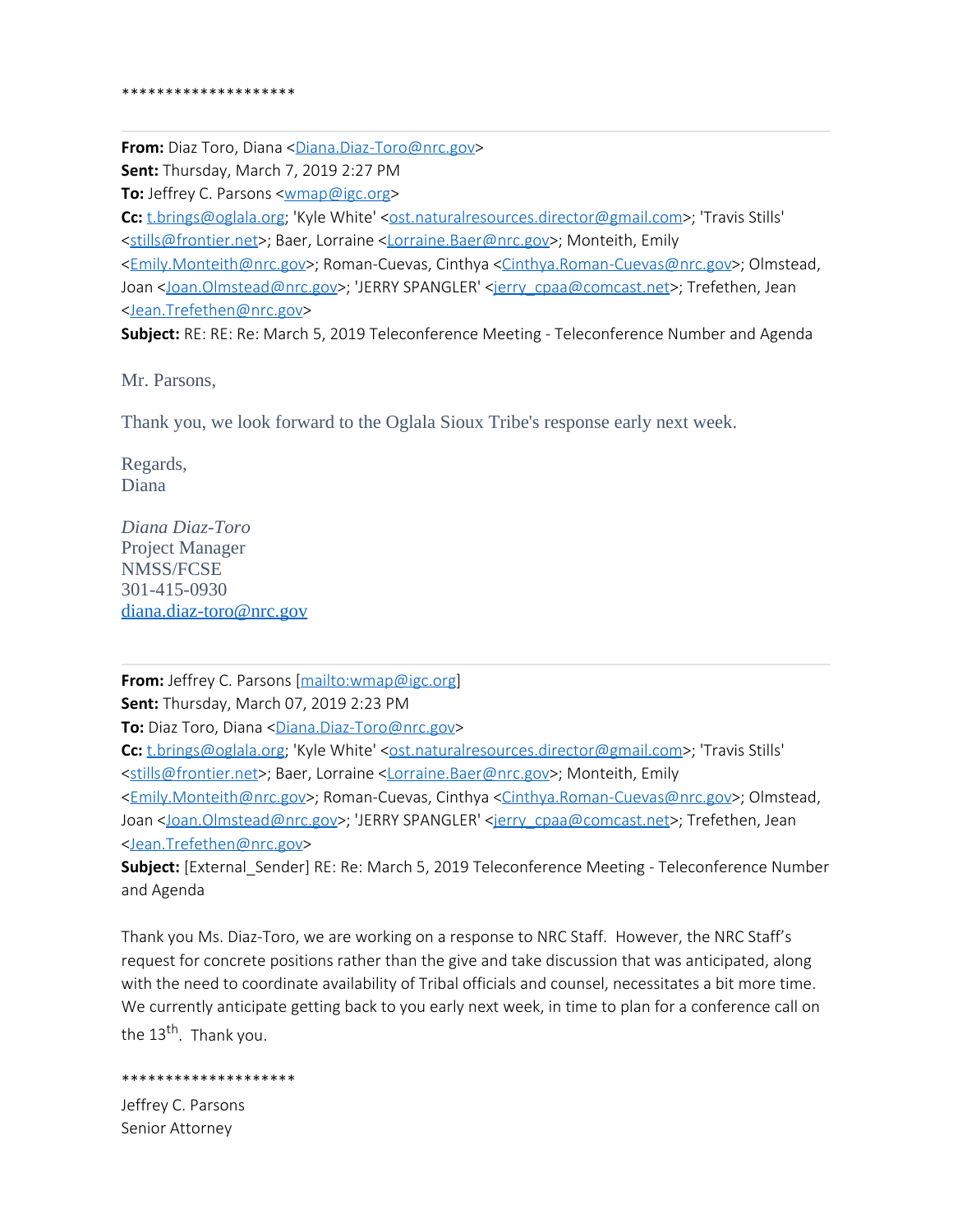********************

**From:** Diaz Toro, Diana <Diana.Diaz-Toro@nrc.gov>
**Sent:** Thursday, March 7, 2019 2:27 PM
**To:** Jeffrey C. Parsons <wmap@igc.org>
**Cc:** t.brings@oglala.org; 'Kyle White' <ost.naturalresources.director@gmail.com>; 'Travis Stills' <stills@frontier.net>; Baer, Lorraine <Lorraine.Baer@nrc.gov>; Monteith, Emily <Emily.Monteith@nrc.gov>; Roman-Cuevas, Cinthya <Cinthya.Roman-Cuevas@nrc.gov>; Olmstead, Joan <Joan.Olmstead@nrc.gov>; 'JERRY SPANGLER' <jerry_cpaa@comcast.net>; Trefethen, Jean <Jean.Trefethen@nrc.gov>
**Subject:** RE: RE: Re: March 5, 2019 Teleconference Meeting - Teleconference Number and Agenda

Mr. Parsons,

Thank you, we look forward to the Oglala Sioux Tribe's response early next week.

Regards,
Diana

*Diana Diaz-Toro*
Project Manager
NMSS/FCSE
301-415-0930
diana.diaz-toro@nrc.gov

---

**From:** Jeffrey C. Parsons [mailto:wmap@igc.org]
**Sent:** Thursday, March 07, 2019 2:23 PM
**To:** Diaz Toro, Diana <Diana.Diaz-Toro@nrc.gov>
**Cc:** t.brings@oglala.org; 'Kyle White' <ost.naturalresources.director@gmail.com>; 'Travis Stills' <stills@frontier.net>; Baer, Lorraine <Lorraine.Baer@nrc.gov>; Monteith, Emily <Emily.Monteith@nrc.gov>; Roman-Cuevas, Cinthya <Cinthya.Roman-Cuevas@nrc.gov>; Olmstead, Joan <Joan.Olmstead@nrc.gov>; 'JERRY SPANGLER' <jerry_cpaa@comcast.net>; Trefethen, Jean <Jean.Trefethen@nrc.gov>
**Subject:** [External_Sender] RE: Re: March 5, 2019 Teleconference Meeting - Teleconference Number and Agenda

Thank you Ms. Diaz-Toro, we are working on a response to NRC Staff. However, the NRC Staff's request for concrete positions rather than the give and take discussion that was anticipated, along with the need to coordinate availability of Tribal officials and counsel, necessitates a bit more time. We currently anticipate getting back to you early next week, in time to plan for a conference call on the 13th. Thank you.

********************

Jeffrey C. Parsons
Senior Attorney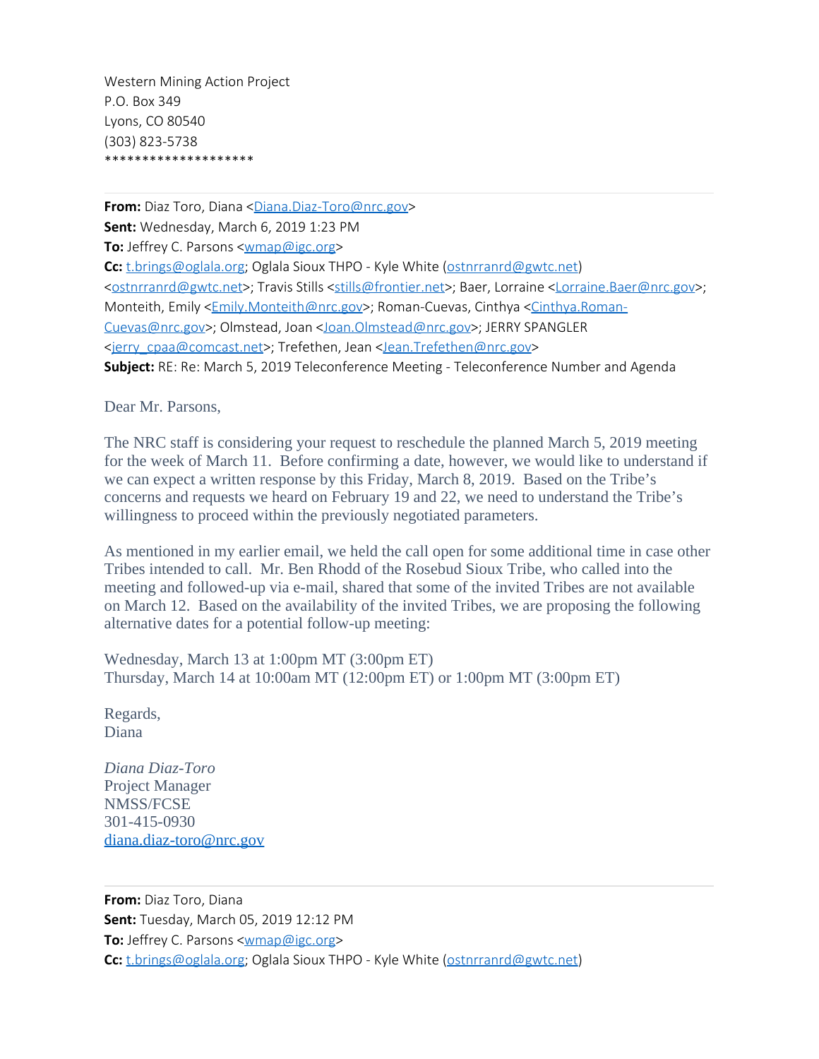Western Mining Action Project
P.O. Box 349
Lyons, CO 80540
(303) 823-5738
********************

---

**From:** Diaz Toro, Diana <Diana.Diaz-Toro@nrc.gov>
**Sent:** Wednesday, March 6, 2019 1:23 PM
**To:** Jeffrey C. Parsons <wmap@igc.org>
**Cc:** t.brings@oglala.org; Oglala Sioux THPO - Kyle White (ostnrranrd@gwtc.net) <ostnrranrd@gwtc.net>; Travis Stills <stills@frontier.net>; Baer, Lorraine <Lorraine.Baer@nrc.gov>; Monteith, Emily <Emily.Monteith@nrc.gov>; Roman-Cuevas, Cinthya <Cinthya.Roman-Cuevas@nrc.gov>; Olmstead, Joan <Joan.Olmstead@nrc.gov>; JERRY SPANGLER <jerry_cpaa@comcast.net>; Trefethen, Jean <Jean.Trefethen@nrc.gov>
**Subject:** RE: Re: March 5, 2019 Teleconference Meeting - Teleconference Number and Agenda

Dear Mr. Parsons,

The NRC staff is considering your request to reschedule the planned March 5, 2019 meeting for the week of March 11. Before confirming a date, however, we would like to understand if we can expect a written response by this Friday, March 8, 2019. Based on the Tribe's concerns and requests we heard on February 19 and 22, we need to understand the Tribe's willingness to proceed within the previously negotiated parameters.

As mentioned in my earlier email, we held the call open for some additional time in case other Tribes intended to call. Mr. Ben Rhodd of the Rosebud Sioux Tribe, who called into the meeting and followed-up via e-mail, shared that some of the invited Tribes are not available on March 12. Based on the availability of the invited Tribes, we are proposing the following alternative dates for a potential follow-up meeting:

Wednesday, March 13 at 1:00pm MT (3:00pm ET)
Thursday, March 14 at 10:00am MT (12:00pm ET) or 1:00pm MT (3:00pm ET)

Regards,
Diana

*Diana Diaz-Toro*
Project Manager
NMSS/FCSE
301-415-0930
diana.diaz-toro@nrc.gov

---

**From:** Diaz Toro, Diana
**Sent:** Tuesday, March 05, 2019 12:12 PM
**To:** Jeffrey C. Parsons <wmap@igc.org>
**Cc:** t.brings@oglala.org; Oglala Sioux THPO - Kyle White (ostnrranrd@gwtc.net)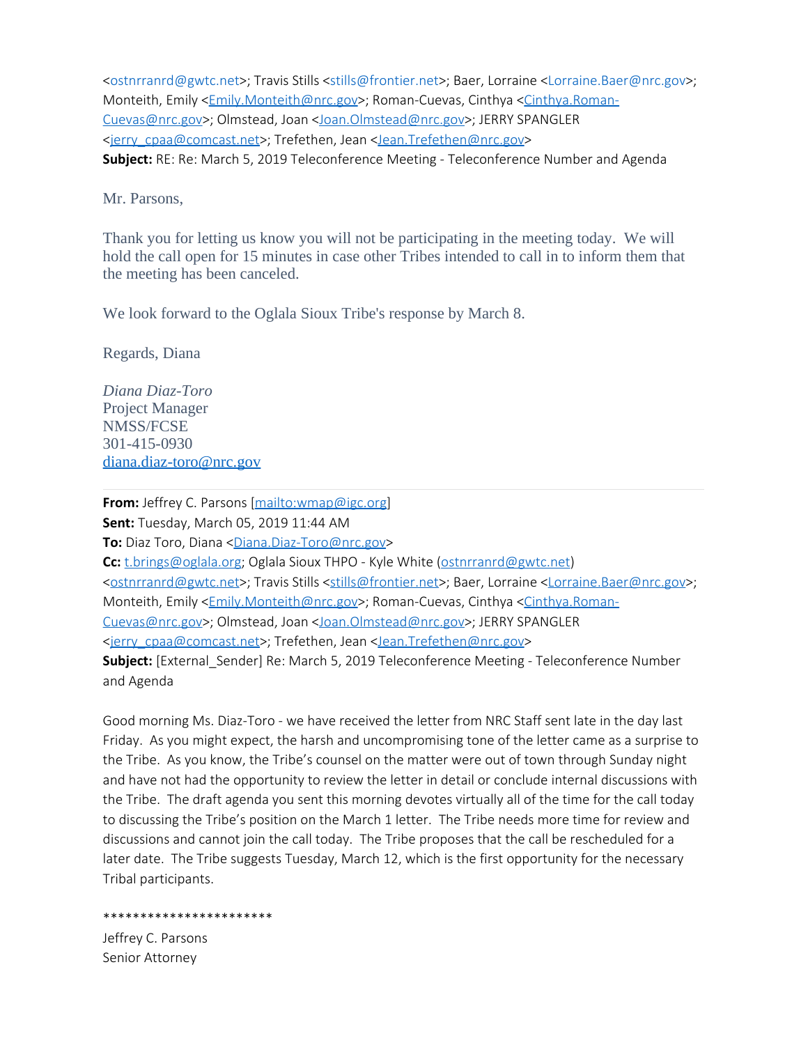<ostnrranrd@gwtc.net>; Travis Stills <stills@frontier.net>; Baer, Lorraine <Lorraine.Baer@nrc.gov>; Monteith, Emily <Emily.Monteith@nrc.gov>; Roman-Cuevas, Cinthya <Cinthya.Roman-Cuevas@nrc.gov>; Olmstead, Joan <Joan.Olmstead@nrc.gov>; JERRY SPANGLER <jerry_cpaa@comcast.net>; Trefethen, Jean <Jean.Trefethen@nrc.gov>
**Subject:** RE: Re: March 5, 2019 Teleconference Meeting - Teleconference Number and Agenda

Mr. Parsons,

Thank you for letting us know you will not be participating in the meeting today. We will hold the call open for 15 minutes in case other Tribes intended to call in to inform them that the meeting has been canceled.

We look forward to the Oglala Sioux Tribe's response by March 8.

Regards, Diana

*Diana Diaz-Toro*
Project Manager
NMSS/FCSE
301-415-0930
diana.diaz-toro@nrc.gov

---

**From:** Jeffrey C. Parsons [mailto:wmap@igc.org]
**Sent:** Tuesday, March 05, 2019 11:44 AM
**To:** Diaz Toro, Diana <Diana.Diaz-Toro@nrc.gov>
**Cc:** t.brings@oglala.org; Oglala Sioux THPO - Kyle White (ostnrranrd@gwtc.net) <ostnrranrd@gwtc.net>; Travis Stills <stills@frontier.net>; Baer, Lorraine <Lorraine.Baer@nrc.gov>; Monteith, Emily <Emily.Monteith@nrc.gov>; Roman-Cuevas, Cinthya <Cinthya.Roman-Cuevas@nrc.gov>; Olmstead, Joan <Joan.Olmstead@nrc.gov>; JERRY SPANGLER <jerry_cpaa@comcast.net>; Trefethen, Jean <Jean.Trefethen@nrc.gov>
**Subject:** [External_Sender] Re: March 5, 2019 Teleconference Meeting - Teleconference Number and Agenda

Good morning Ms. Diaz-Toro - we have received the letter from NRC Staff sent late in the day last Friday. As you might expect, the harsh and uncompromising tone of the letter came as a surprise to the Tribe. As you know, the Tribe's counsel on the matter were out of town through Sunday night and have not had the opportunity to review the letter in detail or conclude internal discussions with the Tribe. The draft agenda you sent this morning devotes virtually all of the time for the call today to discussing the Tribe's position on the March 1 letter. The Tribe needs more time for review and discussions and cannot join the call today. The Tribe proposes that the call be rescheduled for a later date. The Tribe suggests Tuesday, March 12, which is the first opportunity for the necessary Tribal participants.

***********************

Jeffrey C. Parsons
Senior Attorney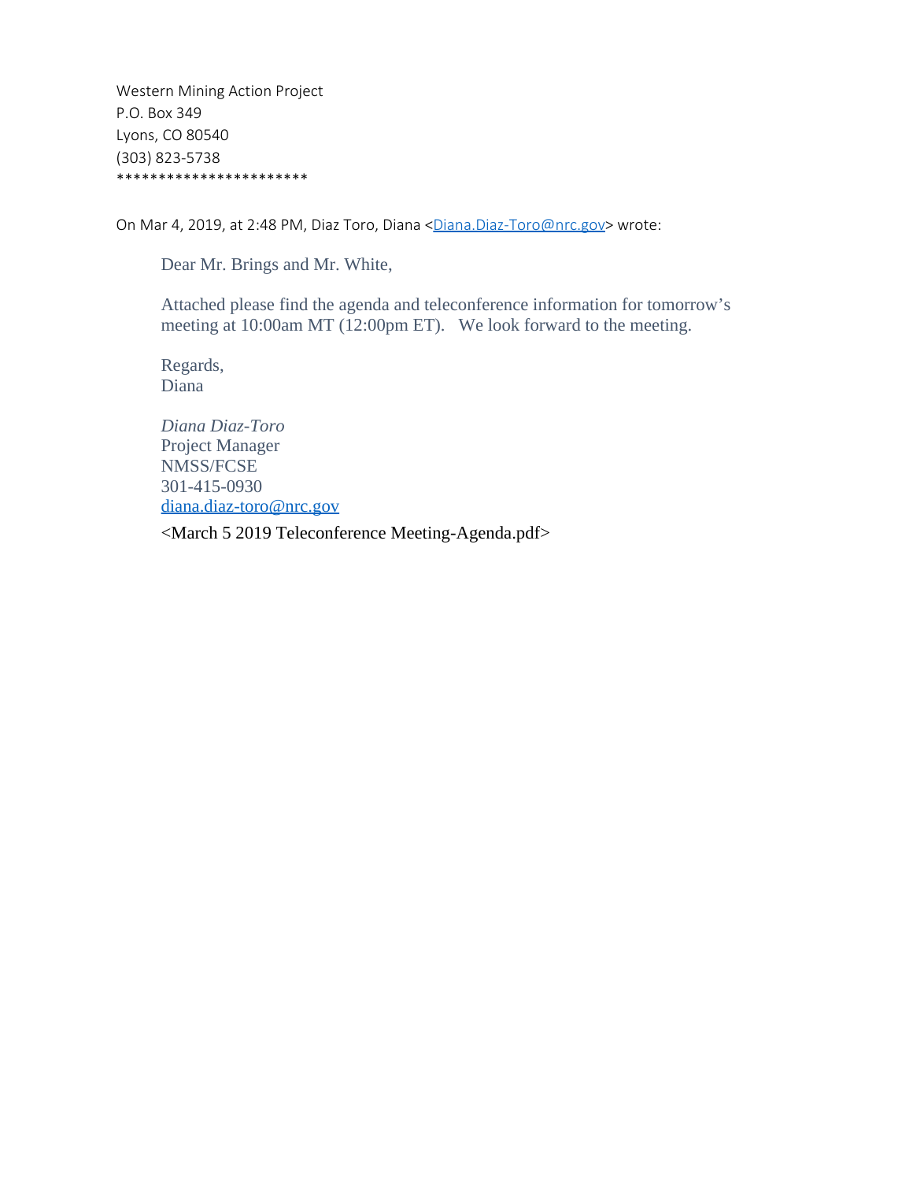Western Mining Action Project
P.O. Box 349
Lyons, CO 80540
(303) 823-5738
***********************

On Mar 4, 2019, at 2:48 PM, Diaz Toro, Diana <Diana.Diaz-Toro@nrc.gov> wrote:

> Dear Mr. Brings and Mr. White,
>
> Attached please find the agenda and teleconference information for tomorrow's meeting at 10:00am MT (12:00pm ET). We look forward to the meeting.
>
> Regards,
> Diana
>
> *Diana Diaz-Toro*
> Project Manager
> NMSS/FCSE
> 301-415-0930
> diana.diaz-toro@nrc.gov
>
> <March 5 2019 Teleconference Meeting-Agenda.pdf>